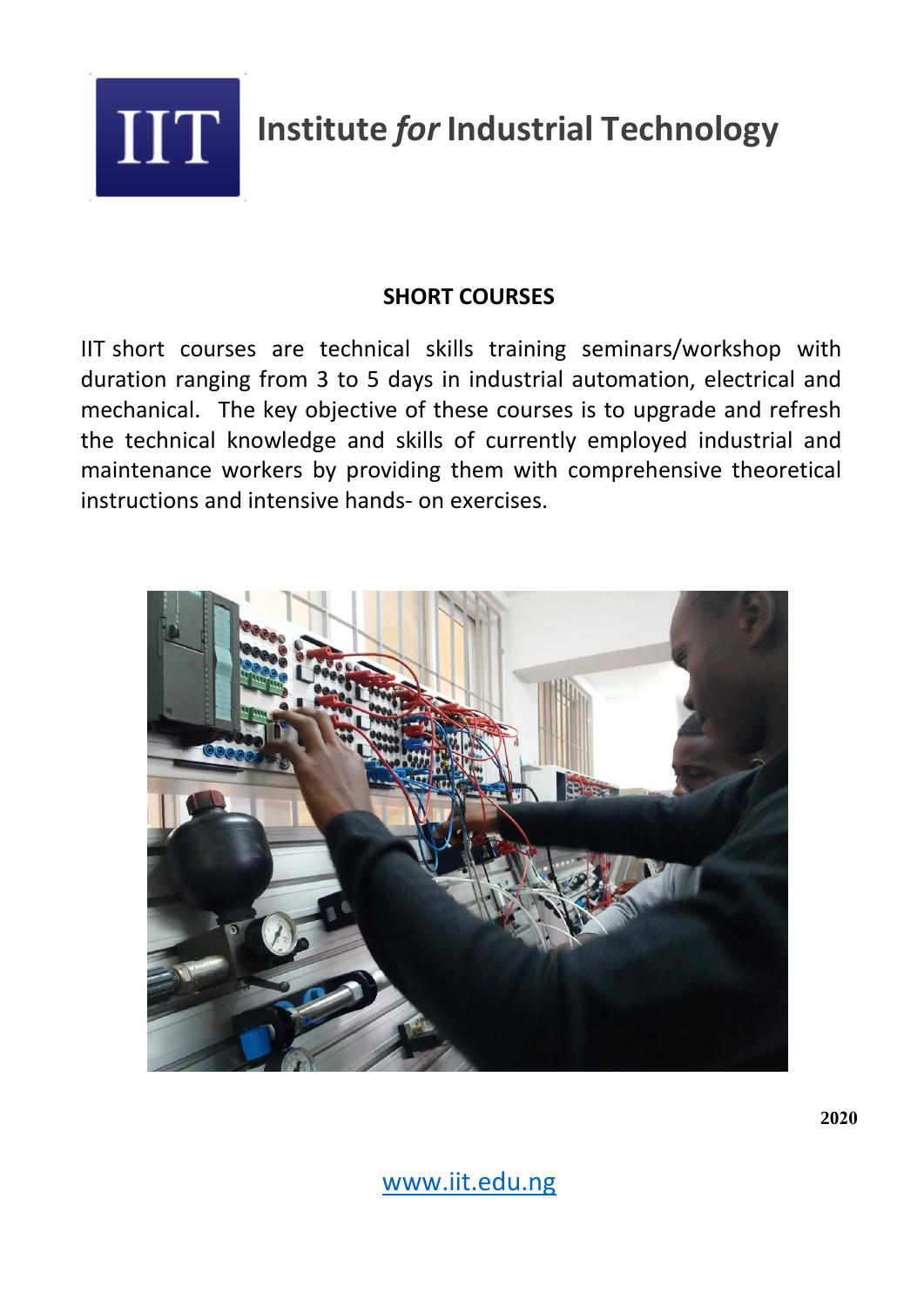# IIT Institute *for* Industrial Technology

## SHORT COURSES

IIT short courses are technical skills training seminars/workshop with duration ranging from 3 to 5 days in industrial automation, electrical and mechanical. The key objective of these courses is to upgrade and refresh the technical knowledge and skills of currently employed industrial and maintenance workers by providing them with comprehensive theoretical instructions and intensive hands- on exercises.

**2020**

www.iit.edu.ng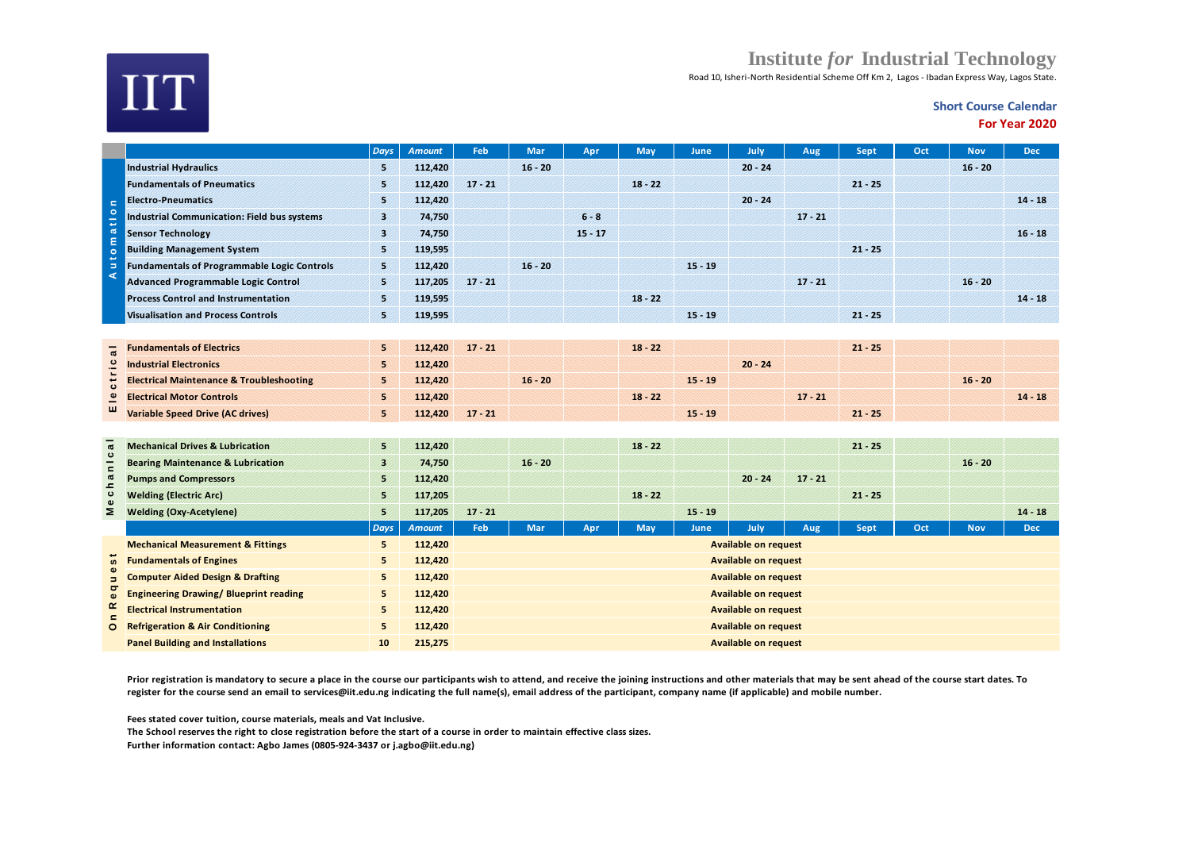# Institute *for* Industrial Technology

Road 10, Isheri-North Residential Scheme Off Km 2, Lagos - Ibadan Express Way, Lagos State.

## Short Course Calendar

## For Year 2020

| | | Days | Amount | Feb | Mar | Apr | May | June | July | Aug | Sept | Oct | Nov | Dec |
|---|---|---|---|---|---|---|---|---|---|---|---|---|---|---|
| Automation | Industrial Hydraulics | 5 | 112,420 | | 16 - 20 | | | | 20 - 24 | | | | 16 - 20 | |
| | Fundamentals of Pneumatics | 5 | 112,420 | 17 - 21 | | | 18 - 22 | | | | 21 - 25 | | | |
| | Electro-Pneumatics | 5 | 112,420 | | | | | | 20 - 24 | | | | | 14 - 18 |
| | Industrial Communication: Field bus systems | 3 | 74,750 | | | 6 - 8 | | | | 17 - 21 | | | | |
| | Sensor Technology | 3 | 74,750 | | | 15 - 17 | | | | | | | | 16 - 18 |
| | Building Management System | 5 | 119,595 | | | | | | | | 21 - 25 | | | |
| | Fundamentals of Programmable Logic Controls | 5 | 112,420 | | 16 - 20 | | | 15 - 19 | | | | | | |
| | Advanced Programmable Logic Control | 5 | 117,205 | 17 - 21 | | | | | | 17 - 21 | | | 16 - 20 | |
| | Process Control and Instrumentation | 5 | 119,595 | | | | 18 - 22 | | | | | | | 14 - 18 |
| | Visualisation and Process Controls | 5 | 119,595 | | | | | 15 - 19 | | | 21 - 25 | | | |
| Electrical | Fundamentals of Electrics | 5 | 112,420 | 17 - 21 | | | 18 - 22 | | | | 21 - 25 | | | |
| | Industrial Electronics | 5 | 112,420 | | | | | | 20 - 24 | | | | | |
| | Electrical Maintenance & Troubleshooting | 5 | 112,420 | | 16 - 20 | | | 15 - 19 | | | | | 16 - 20 | |
| | Electrical Motor Controls | 5 | 112,420 | | | | 18 - 22 | | | 17 - 21 | | | | 14 - 18 |
| | Variable Speed Drive (AC drives) | 5 | 112,420 | 17 - 21 | | | | 15 - 19 | | | 21 - 25 | | | |
| Mechanical | Mechanical Drives & Lubrication | 5 | 112,420 | | | | 18 - 22 | | | | 21 - 25 | | | |
| | Bearing Maintenance & Lubrication | 3 | 74,750 | | 16 - 20 | | | | | | | | 16 - 20 | |
| | Pumps and Compressors | 5 | 112,420 | | | | | | 20 - 24 | 17 - 21 | | | | |
| | Welding (Electric Arc) | 5 | 117,205 | | | | 18 - 22 | | | | 21 - 25 | | | |
| | Welding (Oxy-Acetylene) | 5 | 117,205 | 17 - 21 | | | | 15 - 19 | | | | | | 14 - 18 |

| | | Days | Amount | Feb – Dec |
|---|---|---|---|---|
| On Request | Mechanical Measurement & Fittings | 5 | 112,420 | Available on request |
| | Fundamentals of Engines | 5 | 112,420 | Available on request |
| | Computer Aided Design & Drafting | 5 | 112,420 | Available on request |
| | Engineering Drawing/ Blueprint reading | 5 | 112,420 | Available on request |
| | Electrical Instrumentation | 5 | 112,420 | Available on request |
| | Refrigeration & Air Conditioning | 5 | 112,420 | Available on request |
| | Panel Building and Installations | 10 | 215,275 | Available on request |

**Prior registration is mandatory to secure a place in the course our participants wish to attend, and receive the joining instructions and other materials that may be sent ahead of the course start dates. To register for the course send an email to services@iit.edu.ng indicating the full name(s), email address of the participant, company name (if applicable) and mobile number.**

**Fees stated cover tuition, course materials, meals and Vat Inclusive.**

**The School reserves the right to close registration before the start of a course in order to maintain effective class sizes.**

**Further information contact: Agbo James (0805-924-3437 or j.agbo@iit.edu.ng)**